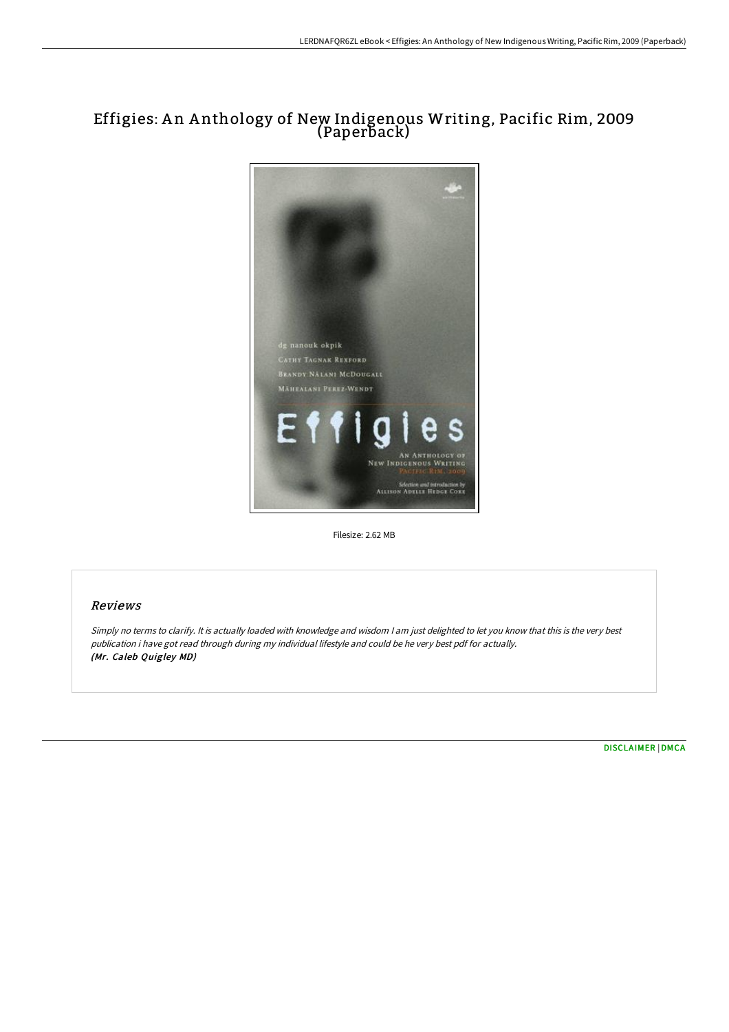# Effigies: An Anthology of New Indigenous Writing, Pacific Rim, 2009 (Paperback)

Filesize: 2.62 MB

## Reviews

*Simply no terms to clarify. It is actually loaded with knowledge and wisdom I am just delighted to let you know that this is the very best publication i have got read through during my individual lifestyle and could be he very best pdf for actually.*
***(Mr. Caleb Quigley MD)***

[DISCLAIMER](#) | [DMCA](#)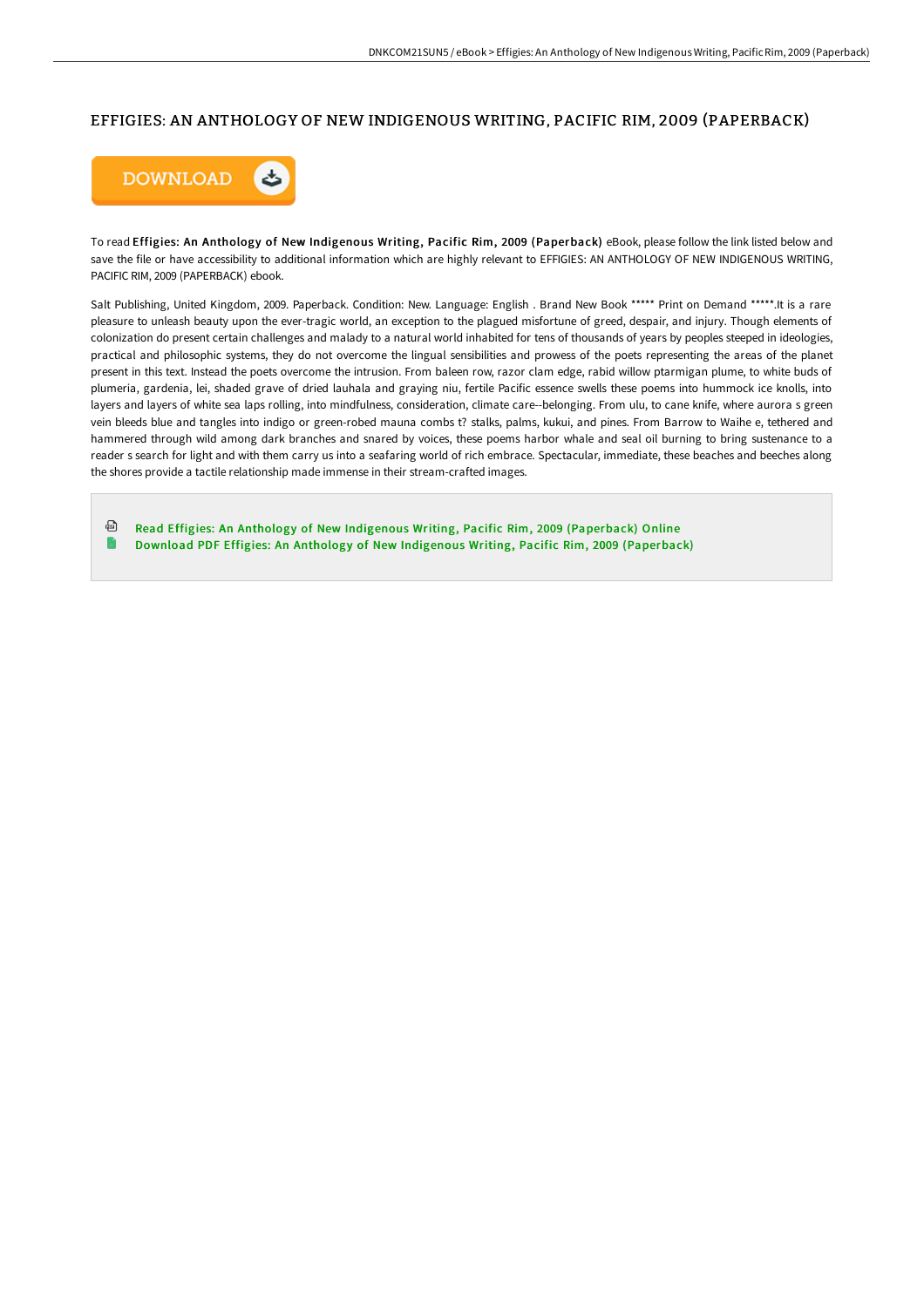# EFFIGIES: AN ANTHOLOGY OF NEW INDIGENOUS WRITING, PACIFIC RIM, 2009 (PAPERBACK)

To read **Effigies: An Anthology of New Indigenous Writing, Pacific Rim, 2009 (Paperback)** eBook, please follow the link listed below and save the file or have accessibility to additional information which are highly relevant to EFFIGIES: AN ANTHOLOGY OF NEW INDIGENOUS WRITING, PACIFIC RIM, 2009 (PAPERBACK) ebook.

Salt Publishing, United Kingdom, 2009. Paperback. Condition: New. Language: English . Brand New Book ***** Print on Demand *****.It is a rare pleasure to unleash beauty upon the ever-tragic world, an exception to the plagued misfortune of greed, despair, and injury. Though elements of colonization do present certain challenges and malady to a natural world inhabited for tens of thousands of years by peoples steeped in ideologies, practical and philosophic systems, they do not overcome the lingual sensibilities and prowess of the poets representing the areas of the planet present in this text. Instead the poets overcome the intrusion. From baleen row, razor clam edge, rabid willow ptarmigan plume, to white buds of plumeria, gardenia, lei, shaded grave of dried lauhala and graying niu, fertile Pacific essence swells these poems into hummock ice knolls, into layers and layers of white sea laps rolling, into mindfulness, consideration, climate care--belonging. From ulu, to cane knife, where aurora s green vein bleeds blue and tangles into indigo or green-robed mauna combs t? stalks, palms, kukui, and pines. From Barrow to Waihe e, tethered and hammered through wild among dark branches and snared by voices, these poems harbor whale and seal oil burning to bring sustenance to a reader s search for light and with them carry us into a seafaring world of rich embrace. Spectacular, immediate, these beaches and beeches along the shores provide a tactile relationship made immense in their stream-crafted images.

- Read Effigies: An Anthology of New Indigenous Writing, Pacific Rim, 2009 (Paperback) Online
- Download PDF Effigies: An Anthology of New Indigenous Writing, Pacific Rim, 2009 (Paperback)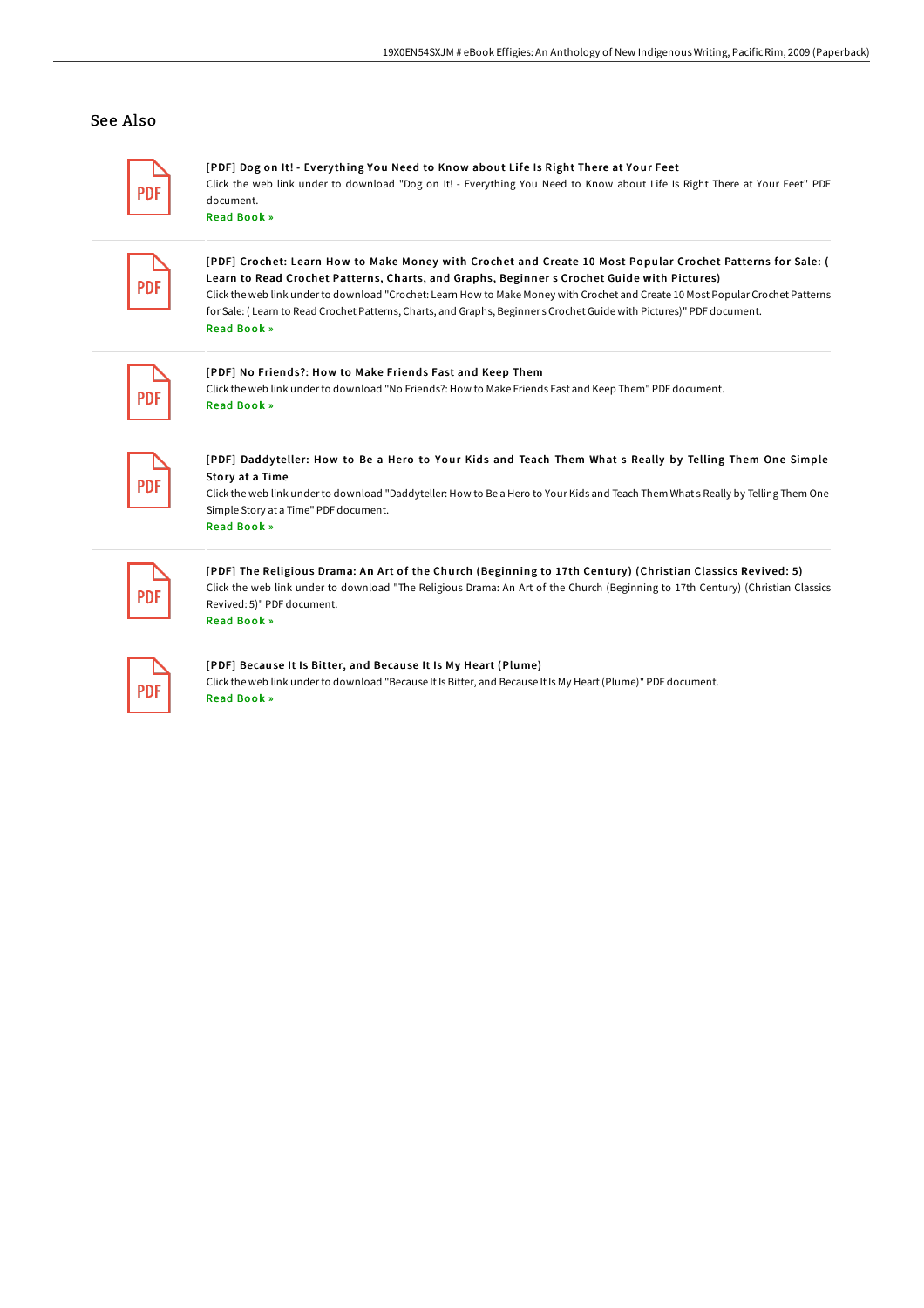## See Also

PDF

**[PDF] Dog on It! - Everything You Need to Know about Life Is Right There at Your Feet**

Click the web link under to download "Dog on It! - Everything You Need to Know about Life Is Right There at Your Feet" PDF document.

Read Book »

PDF

**[PDF] Crochet: Learn How to Make Money with Crochet and Create 10 Most Popular Crochet Patterns for Sale: ( Learn to Read Crochet Patterns, Charts, and Graphs, Beginner s Crochet Guide with Pictures)**

Click the web link under to download "Crochet: Learn How to Make Money with Crochet and Create 10 Most Popular Crochet Patterns for Sale: ( Learn to Read Crochet Patterns, Charts, and Graphs, Beginner s Crochet Guide with Pictures)" PDF document.

Read Book »

PDF

**[PDF] No Friends?: How to Make Friends Fast and Keep Them**

Click the web link under to download "No Friends?: How to Make Friends Fast and Keep Them" PDF document.

Read Book »

PDF

**[PDF] Daddyteller: How to Be a Hero to Your Kids and Teach Them What s Really by Telling Them One Simple Story at a Time**

Click the web link under to download "Daddyteller: How to Be a Hero to Your Kids and Teach Them What s Really by Telling Them One Simple Story at a Time" PDF document.

Read Book »

PDF

**[PDF] The Religious Drama: An Art of the Church (Beginning to 17th Century) (Christian Classics Revived: 5)**

Click the web link under to download "The Religious Drama: An Art of the Church (Beginning to 17th Century) (Christian Classics Revived: 5)" PDF document.

Read Book »

PDF

**[PDF] Because It Is Bitter, and Because It Is My Heart (Plume)**

Click the web link under to download "Because It Is Bitter, and Because It Is My Heart (Plume)" PDF document.

Read Book »